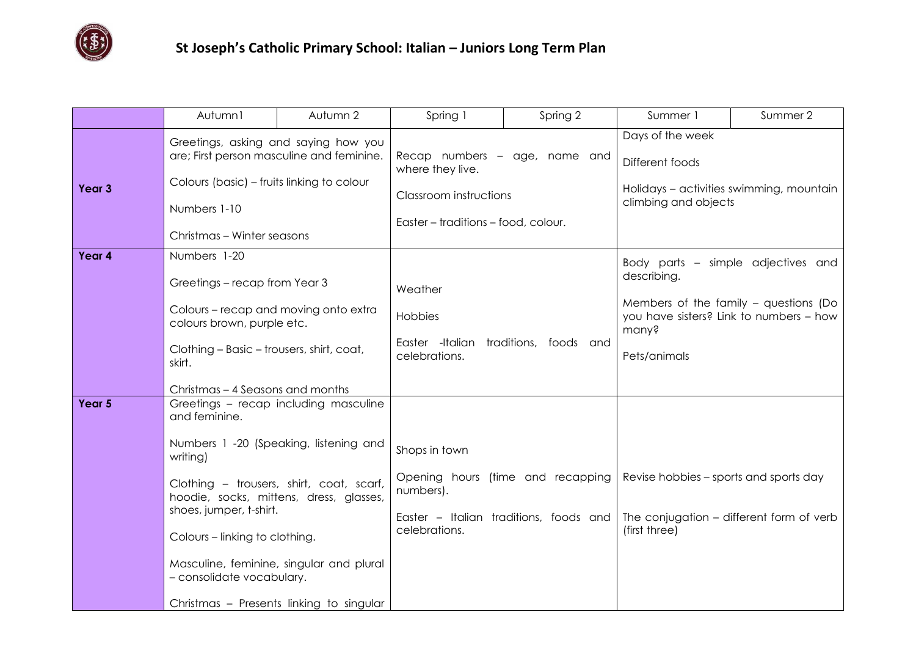# St Joseph's Catholic Primary School: Italian – Juniors Long Term Plan

| | Autumn1 | Autumn 2 | Spring 1 | Spring 2 | Summer 1 | Summer 2 |
|---|---|---|---|---|---|---|
| **Year 3** | Greetings, asking and saying how you are; First person masculine and feminine.<br><br>Colours (basic) – fruits linking to colour<br><br>Numbers 1-10<br><br>Christmas – Winter seasons | | Recap numbers – age, name and where they live.<br><br>Classroom instructions<br><br>Easter – traditions – food, colour. | | Days of the week<br><br>Different foods<br><br>Holidays – activities swimming, mountain climbing and objects | |
| **Year 4** | Numbers 1-20<br><br>Greetings – recap from Year 3<br><br>Colours – recap and moving onto extra colours brown, purple etc.<br><br>Clothing – Basic – trousers, shirt, coat, skirt.<br><br>Christmas – 4 Seasons and months | | Weather<br><br>Hobbies<br><br>Easter -Italian traditions, foods and celebrations. | | Body parts – simple adjectives and describing.<br><br>Members of the family – questions (Do you have sisters? Link to numbers – how many?<br><br>Pets/animals | |
| **Year 5** | Greetings – recap including masculine and feminine.<br><br>Numbers 1 -20 (Speaking, listening and writing)<br><br>Clothing – trousers, shirt, coat, scarf, hoodie, socks, mittens, dress, glasses, shoes, jumper, t-shirt.<br><br>Colours – linking to clothing.<br><br>Masculine, feminine, singular and plural – consolidate vocabulary.<br><br>Christmas – Presents linking to singular | | Shops in town<br><br>Opening hours (time and recapping numbers).<br><br>Easter – Italian traditions, foods and celebrations. | | Revise hobbies – sports and sports day<br><br>The conjugation – different form of verb (first three) | |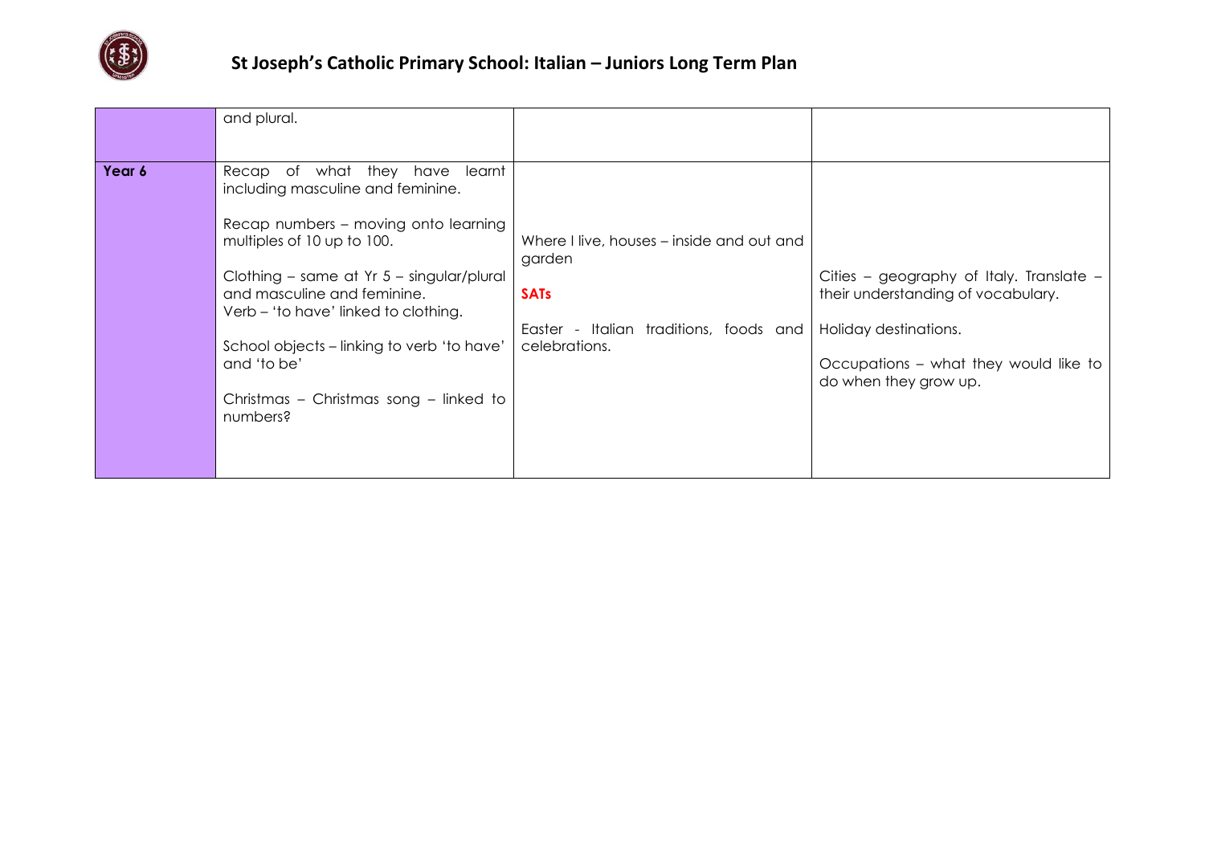# St Joseph's Catholic Primary School: Italian – Juniors Long Term Plan

| | | | |
|---|---|---|---|
| | and plural. | | |
| **Year 6** | Recap of what they have learnt including masculine and feminine.<br><br>Recap numbers – moving onto learning multiples of 10 up to 100.<br><br>Clothing – same at Yr 5 – singular/plural and masculine and feminine.<br>Verb – 'to have' linked to clothing.<br><br>School objects – linking to verb 'to have' and 'to be'<br><br>Christmas – Christmas song – linked to numbers? | Where I live, houses – inside and out and garden<br><br>**SATs**<br><br>Easter - Italian traditions, foods and celebrations. | Cities – geography of Italy. Translate – their understanding of vocabulary.<br><br>Holiday destinations.<br><br>Occupations – what they would like to do when they grow up. |